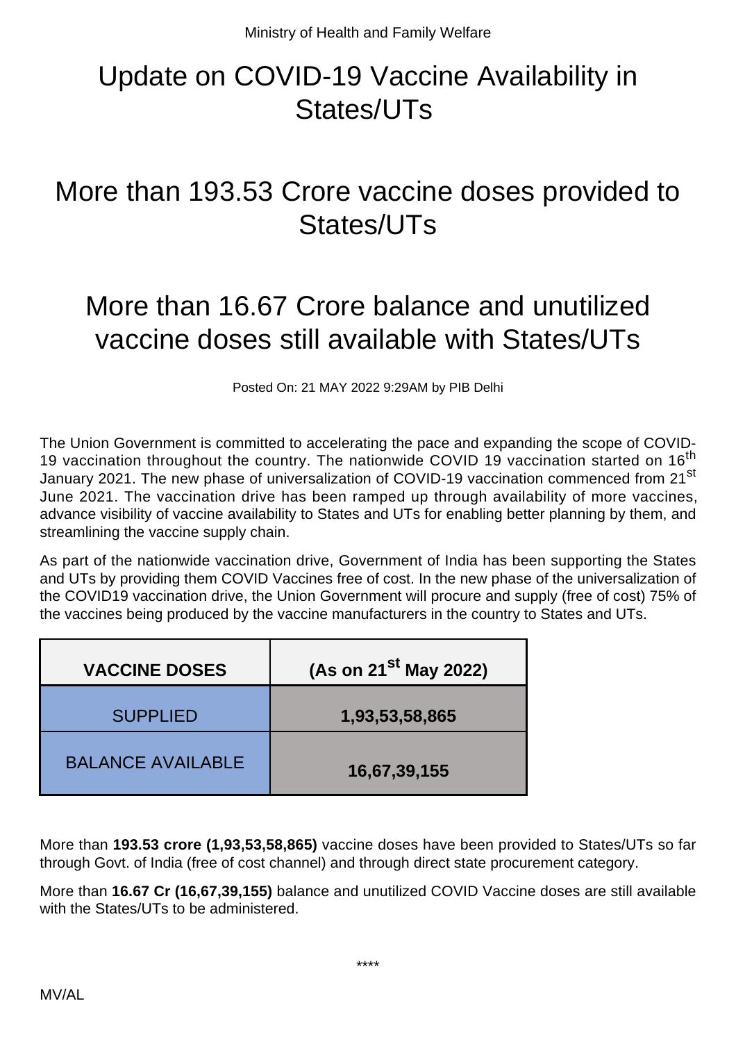Ministry of Health and Family Welfare

# Update on COVID-19 Vaccine Availability in States/UTs

# More than 193.53 Crore vaccine doses provided to States/UTs

# More than 16.67 Crore balance and unutilized vaccine doses still available with States/UTs

Posted On: 21 MAY 2022 9:29AM by PIB Delhi

The Union Government is committed to accelerating the pace and expanding the scope of COVID-19 vaccination throughout the country. The nationwide COVID 19 vaccination started on 16th January 2021. The new phase of universalization of COVID-19 vaccination commenced from 21st June 2021. The vaccination drive has been ramped up through availability of more vaccines, advance visibility of vaccine availability to States and UTs for enabling better planning by them, and streamlining the vaccine supply chain.

As part of the nationwide vaccination drive, Government of India has been supporting the States and UTs by providing them COVID Vaccines free of cost. In the new phase of the universalization of the COVID19 vaccination drive, the Union Government will procure and supply (free of cost) 75% of the vaccines being produced by the vaccine manufacturers in the country to States and UTs.

| VACCINE DOSES | (As on 21st May 2022) |
|---|---|
| SUPPLIED | **1,93,53,58,865** |
| BALANCE AVAILABLE | **16,67,39,155** |

More than **193.53 crore (1,93,53,58,865)** vaccine doses have been provided to States/UTs so far through Govt. of India (free of cost channel) and through direct state procurement category.

More than **16.67 Cr (16,67,39,155)** balance and unutilized COVID Vaccine doses are still available with the States/UTs to be administered.

****

MV/AL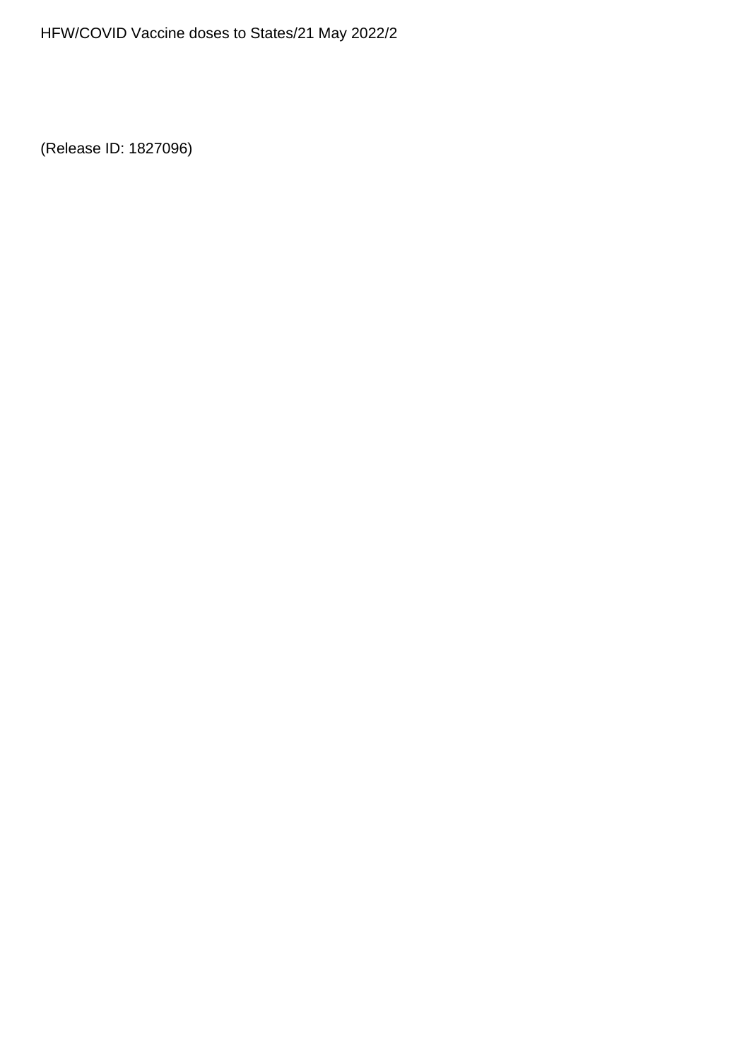HFW/COVID Vaccine doses to States/21 May 2022/2

(Release ID: 1827096)